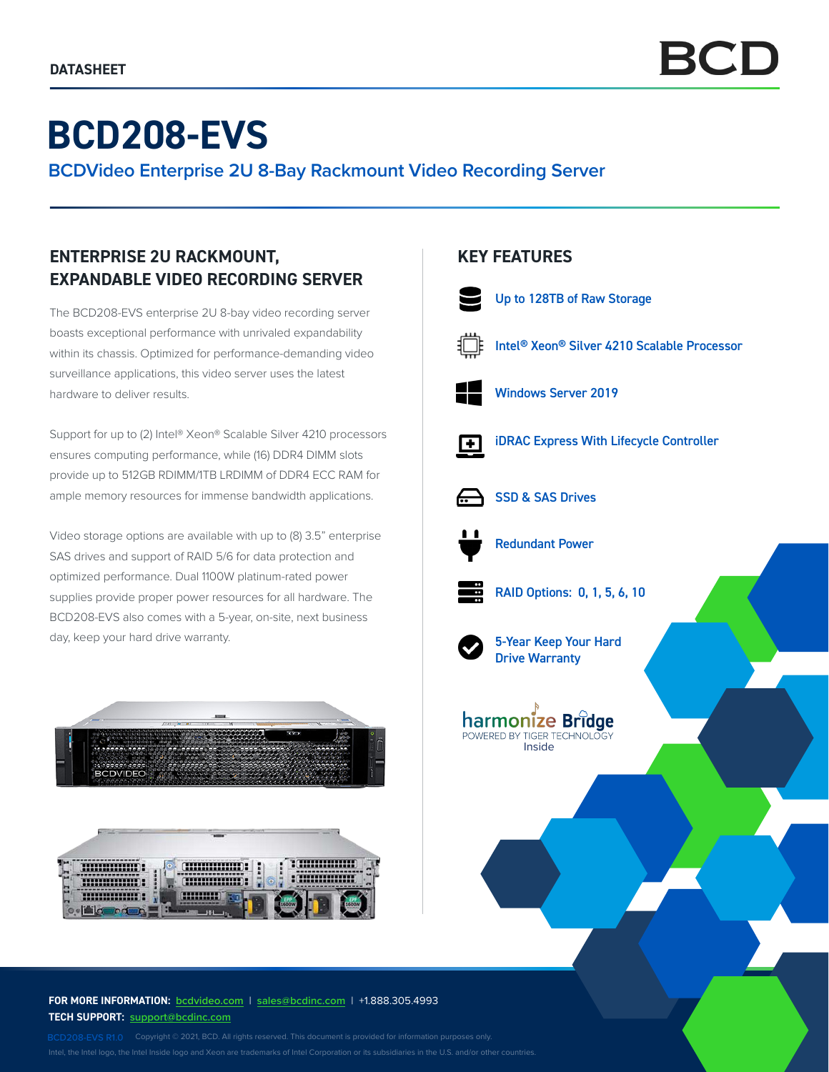DATASHEET

BCD

# BCD208-EVS

## BCDVideo Enterprise 2U 8-Bay Rackmount Video Recording Server

### ENTERPRISE 2U RACKMOUNT, EXPANDABLE VIDEO RECORDING SERVER

The BCD208-EVS enterprise 2U 8-bay video recording server boasts exceptional performance with unrivaled expandability within its chassis. Optimized for performance-demanding video surveillance applications, this video server uses the latest hardware to deliver results.

Support for up to (2) Intel® Xeon® Scalable Silver 4210 processors ensures computing performance, while (16) DDR4 DIMM slots provide up to 512GB RDIMM/1TB LRDIMM of DDR4 ECC RAM for ample memory resources for immense bandwidth applications.

Video storage options are available with up to (8) 3.5" enterprise SAS drives and support of RAID 5/6 for data protection and optimized performance. Dual 1100W platinum-rated power supplies provide proper power resources for all hardware. The BCD208-EVS also comes with a 5-year, on-site, next business day, keep your hard drive warranty.

### KEY FEATURES

- Up to 128TB of Raw Storage
- Intel® Xeon® Silver 4210 Scalable Processor
- Windows Server 2019
- iDRAC Express With Lifecycle Controller
- SSD & SAS Drives
- Redundant Power
- RAID Options: 0, 1, 5, 6, 10
- 5-Year Keep Your Hard Drive Warranty

harmonize Bridge
POWERED BY TIGER TECHNOLOGY
Inside

**FOR MORE INFORMATION:** bcdvideo.com | sales@bcdinc.com | +1.888.305.4993
**TECH SUPPORT:** support@bcdinc.com

BCD208-EVS R1.0 Copyright © 2021, BCD. All rights reserved. This document is provided for information purposes only.
Intel, the Intel logo, the Intel Inside logo and Xeon are trademarks of Intel Corporation or its subsidiaries in the U.S. and/or other countries.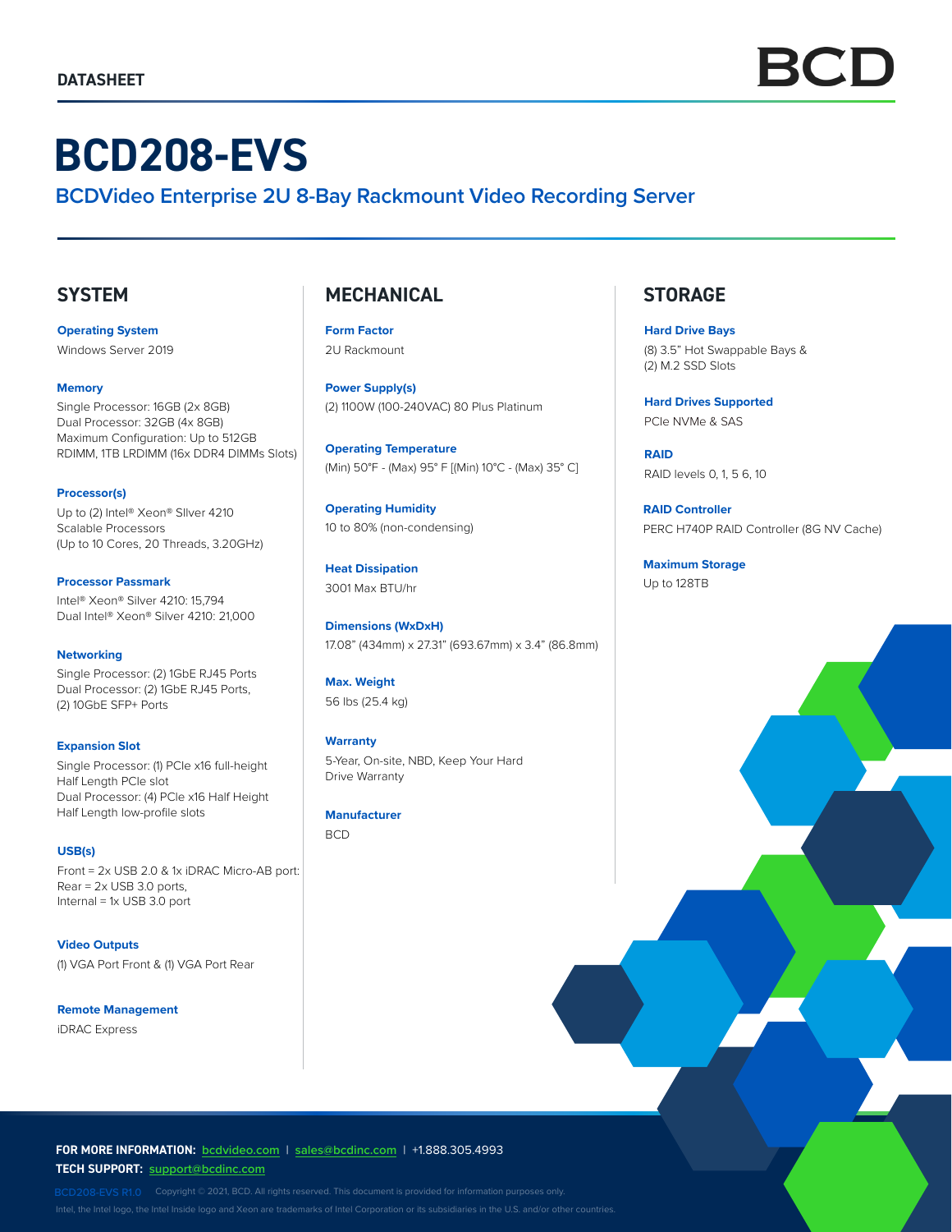DATASHEET

BCD

# BCD208-EVS

## BCDVideo Enterprise 2U 8-Bay Rackmount Video Recording Server

## SYSTEM

**Operating System**
Windows Server 2019

**Memory**
Single Processor: 16GB (2x 8GB)
Dual Processor: 32GB (4x 8GB)
Maximum Configuration: Up to 512GB RDIMM, 1TB LRDIMM (16x DDR4 DIMMs Slots)

**Processor(s)**
Up to (2) Intel® Xeon® Sllver 4210 Scalable Processors
(Up to 10 Cores, 20 Threads, 3.20GHz)

**Processor Passmark**
Intel® Xeon® Silver 4210: 15,794
Dual Intel® Xeon® Silver 4210: 21,000

**Networking**
Single Processor: (2) 1GbE RJ45 Ports
Dual Processor: (2) 1GbE RJ45 Ports, (2) 10GbE SFP+ Ports

**Expansion Slot**
Single Processor: (1) PCIe x16 full-height Half Length PCIe slot
Dual Processor: (4) PCIe x16 Half Height Half Length low-profile slots

**USB(s)**
Front = 2x USB 2.0 & 1x iDRAC Micro-AB port:
Rear = 2x USB 3.0 ports,
Internal = 1x USB 3.0 port

**Video Outputs**
(1) VGA Port Front & (1) VGA Port Rear

**Remote Management**
iDRAC Express

## MECHANICAL

**Form Factor**
2U Rackmount

**Power Supply(s)**
(2) 1100W (100-240VAC) 80 Plus Platinum

**Operating Temperature**
(Min) 50°F - (Max) 95° F [(Min) 10°C - (Max) 35° C]

**Operating Humidity**
10 to 80% (non-condensing)

**Heat Dissipation**
3001 Max BTU/hr

**Dimensions (WxDxH)**
17.08" (434mm) x 27.31" (693.67mm) x 3.4" (86.8mm)

**Max. Weight**
56 lbs (25.4 kg)

**Warranty**
5-Year, On-site, NBD, Keep Your Hard Drive Warranty

**Manufacturer**
BCD

## STORAGE

**Hard Drive Bays**
(8) 3.5" Hot Swappable Bays &
(2) M.2 SSD Slots

**Hard Drives Supported**
PCIe NVMe & SAS

**RAID**
RAID levels 0, 1, 5 6, 10

**RAID Controller**
PERC H740P RAID Controller (8G NV Cache)

**Maximum Storage**
Up to 128TB

**FOR MORE INFORMATION:** bcdvideo.com | sales@bcdinc.com | +1.888.305.4993
**TECH SUPPORT:** support@bcdinc.com

BCD208-EVS R1.0 Copyright © 2021, BCD. All rights reserved. This document is provided for information purposes only.
Intel, the Intel logo, the Intel Inside logo and Xeon are trademarks of Intel Corporation or its subsidiaries in the U.S. and/or other countries.